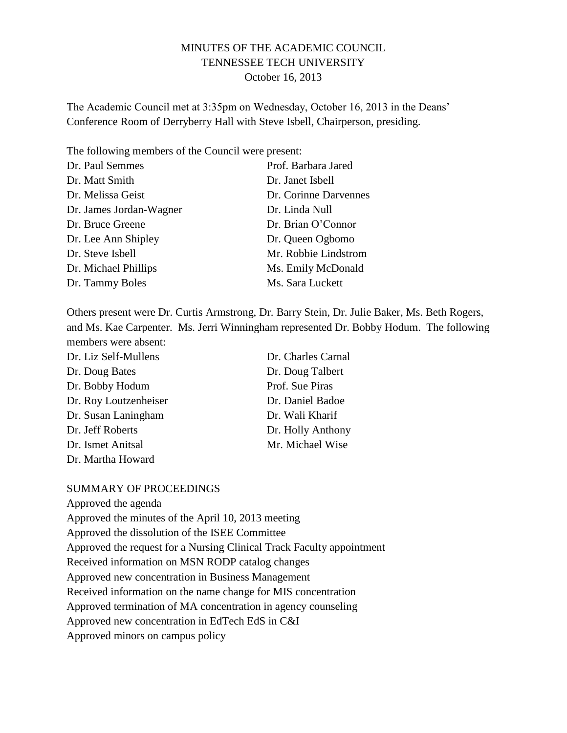# MINUTES OF THE ACADEMIC COUNCIL
## TENNESSEE TECH UNIVERSITY
### October 16, 2013

The Academic Council met at 3:35pm on Wednesday, October 16, 2013 in the Deans' Conference Room of Derryberry Hall with Steve Isbell, Chairperson, presiding.

The following members of the Council were present:

Dr. Paul Semmes
Dr. Matt Smith
Dr. Melissa Geist
Dr. James Jordan-Wagner
Dr. Bruce Greene
Dr. Lee Ann Shipley
Dr. Steve Isbell
Dr. Michael Phillips
Dr. Tammy Boles
Prof. Barbara Jared
Dr. Janet Isbell
Dr. Corinne Darvennes
Dr. Linda Null
Dr. Brian O'Connor
Dr. Queen Ogbomo
Mr. Robbie Lindstrom
Ms. Emily McDonald
Ms. Sara Luckett

Others present were Dr. Curtis Armstrong, Dr. Barry Stein, Dr. Julie Baker, Ms. Beth Rogers, and Ms. Kae Carpenter. Ms. Jerri Winningham represented Dr. Bobby Hodum. The following members were absent:

Dr. Liz Self-Mullens
Dr. Doug Bates
Dr. Bobby Hodum
Dr. Roy Loutzenheiser
Dr. Susan Laningham
Dr. Jeff Roberts
Dr. Ismet Anitsal
Dr. Martha Howard
Dr. Charles Carnal
Dr. Doug Talbert
Prof. Sue Piras
Dr. Daniel Badoe
Dr. Wali Kharif
Dr. Holly Anthony
Mr. Michael Wise

SUMMARY OF PROCEEDINGS

Approved the agenda
Approved the minutes of the April 10, 2013 meeting
Approved the dissolution of the ISEE Committee
Approved the request for a Nursing Clinical Track Faculty appointment
Received information on MSN RODP catalog changes
Approved new concentration in Business Management
Received information on the name change for MIS concentration
Approved termination of MA concentration in agency counseling
Approved new concentration in EdTech EdS in C&I
Approved minors on campus policy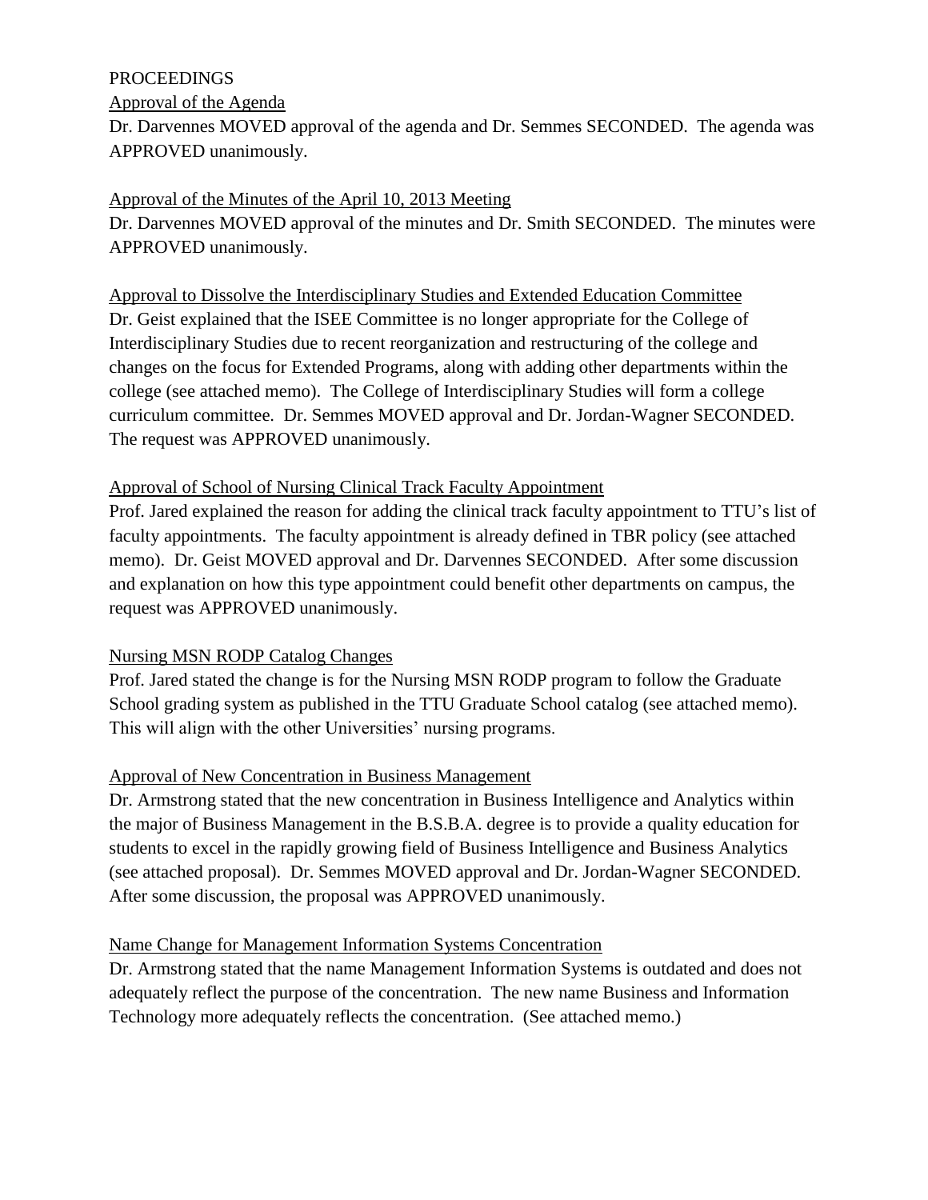PROCEEDINGS

Approval of the Agenda

Dr. Darvennes MOVED approval of the agenda and Dr. Semmes SECONDED. The agenda was APPROVED unanimously.

Approval of the Minutes of the April 10, 2013 Meeting

Dr. Darvennes MOVED approval of the minutes and Dr. Smith SECONDED. The minutes were APPROVED unanimously.

Approval to Dissolve the Interdisciplinary Studies and Extended Education Committee

Dr. Geist explained that the ISEE Committee is no longer appropriate for the College of Interdisciplinary Studies due to recent reorganization and restructuring of the college and changes on the focus for Extended Programs, along with adding other departments within the college (see attached memo). The College of Interdisciplinary Studies will form a college curriculum committee. Dr. Semmes MOVED approval and Dr. Jordan-Wagner SECONDED. The request was APPROVED unanimously.

Approval of School of Nursing Clinical Track Faculty Appointment

Prof. Jared explained the reason for adding the clinical track faculty appointment to TTU's list of faculty appointments. The faculty appointment is already defined in TBR policy (see attached memo). Dr. Geist MOVED approval and Dr. Darvennes SECONDED. After some discussion and explanation on how this type appointment could benefit other departments on campus, the request was APPROVED unanimously.

Nursing MSN RODP Catalog Changes

Prof. Jared stated the change is for the Nursing MSN RODP program to follow the Graduate School grading system as published in the TTU Graduate School catalog (see attached memo). This will align with the other Universities' nursing programs.

Approval of New Concentration in Business Management

Dr. Armstrong stated that the new concentration in Business Intelligence and Analytics within the major of Business Management in the B.S.B.A. degree is to provide a quality education for students to excel in the rapidly growing field of Business Intelligence and Business Analytics (see attached proposal). Dr. Semmes MOVED approval and Dr. Jordan-Wagner SECONDED. After some discussion, the proposal was APPROVED unanimously.

Name Change for Management Information Systems Concentration

Dr. Armstrong stated that the name Management Information Systems is outdated and does not adequately reflect the purpose of the concentration. The new name Business and Information Technology more adequately reflects the concentration. (See attached memo.)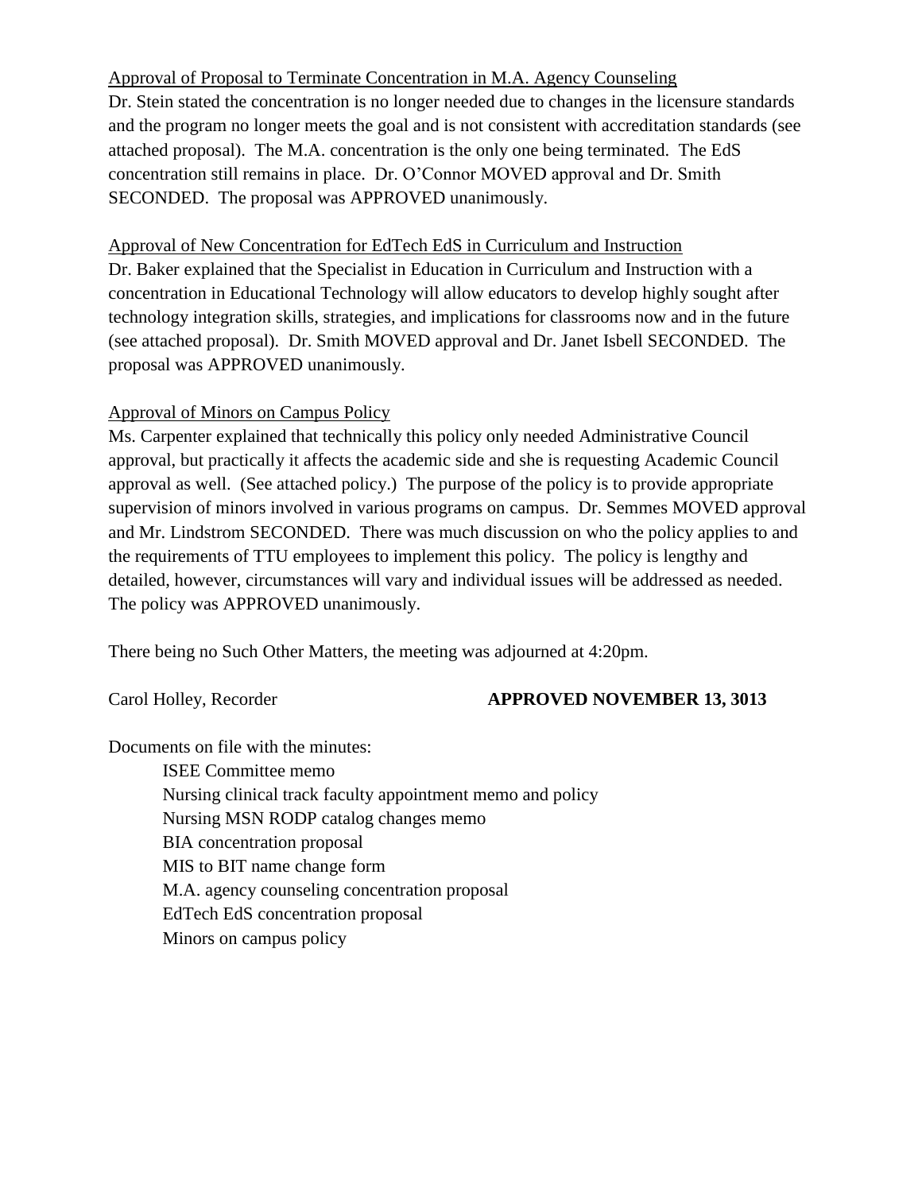Approval of Proposal to Terminate Concentration in M.A. Agency Counseling

Dr. Stein stated the concentration is no longer needed due to changes in the licensure standards and the program no longer meets the goal and is not consistent with accreditation standards (see attached proposal). The M.A. concentration is the only one being terminated. The EdS concentration still remains in place. Dr. O'Connor MOVED approval and Dr. Smith SECONDED. The proposal was APPROVED unanimously.

Approval of New Concentration for EdTech EdS in Curriculum and Instruction

Dr. Baker explained that the Specialist in Education in Curriculum and Instruction with a concentration in Educational Technology will allow educators to develop highly sought after technology integration skills, strategies, and implications for classrooms now and in the future (see attached proposal). Dr. Smith MOVED approval and Dr. Janet Isbell SECONDED. The proposal was APPROVED unanimously.

Approval of Minors on Campus Policy

Ms. Carpenter explained that technically this policy only needed Administrative Council approval, but practically it affects the academic side and she is requesting Academic Council approval as well. (See attached policy.) The purpose of the policy is to provide appropriate supervision of minors involved in various programs on campus. Dr. Semmes MOVED approval and Mr. Lindstrom SECONDED. There was much discussion on who the policy applies to and the requirements of TTU employees to implement this policy. The policy is lengthy and detailed, however, circumstances will vary and individual issues will be addressed as needed. The policy was APPROVED unanimously.

There being no Such Other Matters, the meeting was adjourned at 4:20pm.

Carol Holley, Recorder **APPROVED NOVEMBER 13, 3013**

Documents on file with the minutes:

- ISEE Committee memo
- Nursing clinical track faculty appointment memo and policy
- Nursing MSN RODP catalog changes memo
- BIA concentration proposal
- MIS to BIT name change form
- M.A. agency counseling concentration proposal
- EdTech EdS concentration proposal
- Minors on campus policy